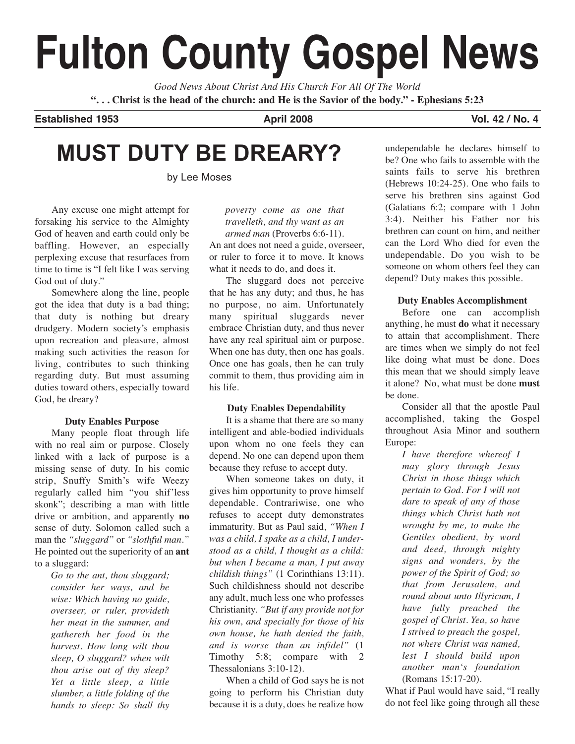# Fulton County Gospel News

*Good News About Christ And His Church For All Of The World*

**". . . Christ is the head of the church: and He is the Savior of the body." - Ephesians 5:23**

**Established 1953** | **April 2008** | **Vol. 42 / No. 4**

## MUST DUTY BE DREARY?

by Lee Moses

Any excuse one might attempt for forsaking his service to the Almighty God of heaven and earth could only be baffling. However, an especially perplexing excuse that resurfaces from time to time is "I felt like I was serving God out of duty."

Somewhere along the line, people got the idea that duty is a bad thing; that duty is nothing but dreary drudgery. Modern society's emphasis upon recreation and pleasure, almost making such activities the reason for living, contributes to such thinking regarding duty. But must assuming duties toward others, especially toward God, be dreary?

### Duty Enables Purpose

Many people float through life with no real aim or purpose. Closely linked with a lack of purpose is a missing sense of duty. In his comic strip, Snuffy Smith's wife Weezy regularly called him "you shif'less skonk"; describing a man with little drive or ambition, and apparently **no** sense of duty. Solomon called such a man the *"sluggard"* or *"slothful man."* He pointed out the superiority of an **ant** to a sluggard:

> *Go to the ant, thou sluggard; consider her ways, and be wise: Which having no guide, overseer, or ruler, provideth her meat in the summer, and gathereth her food in the harvest. How long wilt thou sleep, O sluggard? when wilt thou arise out of thy sleep? Yet a little sleep, a little slumber, a little folding of the hands to sleep: So shall thy poverty come as one that travelleth, and thy want as an armed man* (Proverbs 6:6-11).

An ant does not need a guide, overseer, or ruler to force it to move. It knows what it needs to do, and does it.

The sluggard does not perceive that he has any duty; and thus, he has no purpose, no aim. Unfortunately many spiritual sluggards never embrace Christian duty, and thus never have any real spiritual aim or purpose. When one has duty, then one has goals. Once one has goals, then he can truly commit to them, thus providing aim in his life.

### Duty Enables Dependability

It is a shame that there are so many intelligent and able-bodied individuals upon whom no one feels they can depend. No one can depend upon them because they refuse to accept duty.

When someone takes on duty, it gives him opportunity to prove himself dependable. Contrariwise, one who refuses to accept duty demonstrates immaturity. But as Paul said, *"When I was a child, I spake as a child, I understood as a child, I thought as a child: but when I became a man, I put away childish things"* (1 Corinthians 13:11). Such childishness should not describe any adult, much less one who professes Christianity. *"But if any provide not for his own, and specially for those of his own house, he hath denied the faith, and is worse than an infidel"* (1 Timothy 5:8; compare with 2 Thessalonians 3:10-12).

When a child of God says he is not going to perform his Christian duty because it is a duty, does he realize how undependable he declares himself to be? One who fails to assemble with the saints fails to serve his brethren (Hebrews 10:24-25). One who fails to serve his brethren sins against God (Galatians 6:2; compare with 1 John 3:4). Neither his Father nor his brethren can count on him, and neither can the Lord Who died for even the undependable. Do you wish to be someone on whom others feel they can depend? Duty makes this possible.

### Duty Enables Accomplishment

Before one can accomplish anything, he must **do** what it necessary to attain that accomplishment. There are times when we simply do not feel like doing what must be done. Does this mean that we should simply leave it alone? No, what must be done **must** be done.

Consider all that the apostle Paul accomplished, taking the Gospel throughout Asia Minor and southern Europe:

> *I have therefore whereof I may glory through Jesus Christ in those things which pertain to God. For I will not dare to speak of any of those things which Christ hath not wrought by me, to make the Gentiles obedient, by word and deed, through mighty signs and wonders, by the power of the Spirit of God; so that from Jerusalem, and round about unto Illyricum, I have fully preached the gospel of Christ. Yea, so have I strived to preach the gospel, not where Christ was named, lest I should build upon another man's foundation* (Romans 15:17-20).

What if Paul would have said, "I really do not feel like going through all these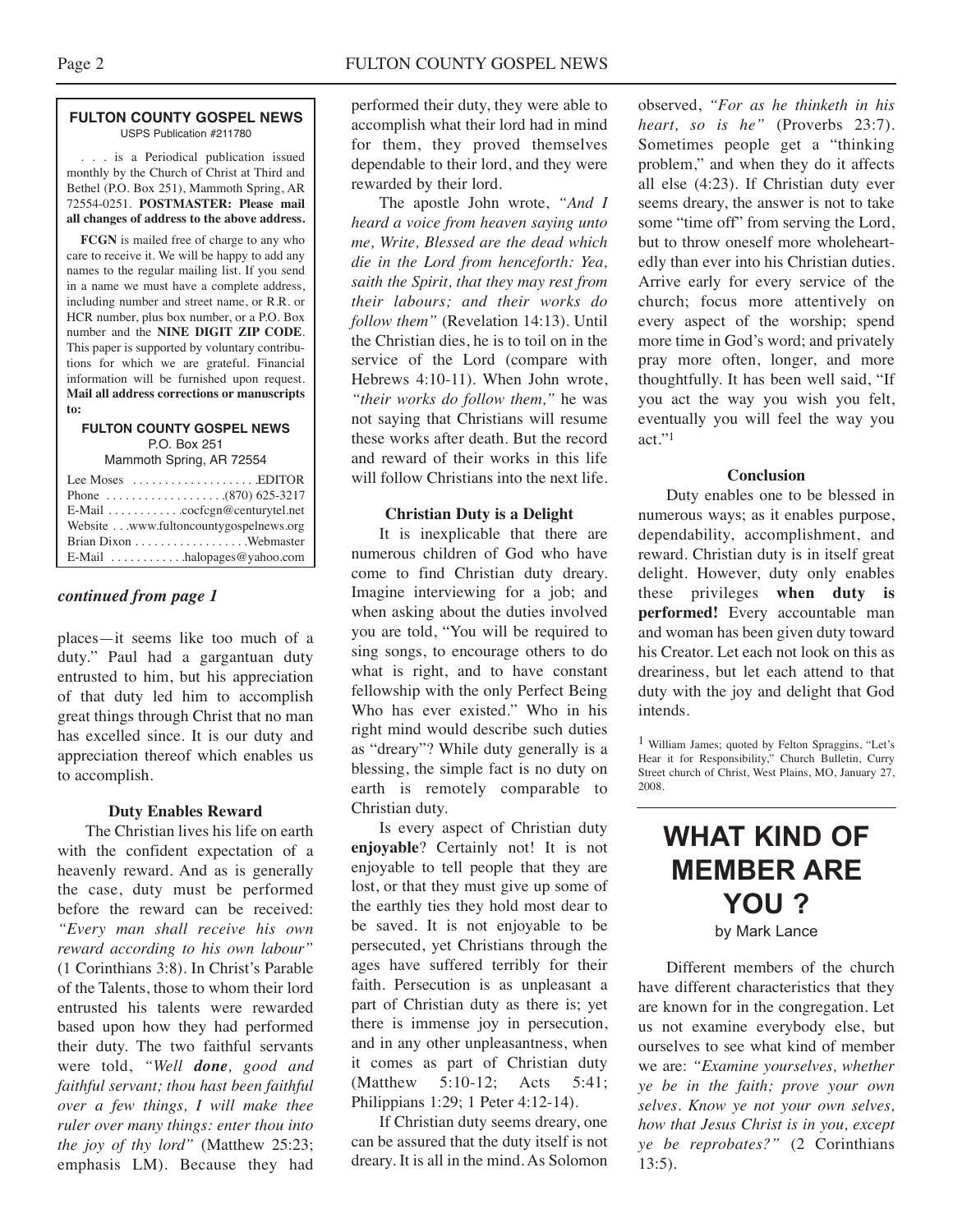**FULTON COUNTY GOSPEL NEWS**
USPS Publication #211780

. . . is a Periodical publication issued monthly by the Church of Christ at Third and Bethel (P.O. Box 251), Mammoth Spring, AR 72554-0251. **POSTMASTER: Please mail all changes of address to the above address.**

**FCGN** is mailed free of charge to any who care to receive it. We will be happy to add any names to the regular mailing list. If you send in a name we must have a complete address, including number and street name, or R.R. or HCR number, plus box number, or a P.O. Box number and the **NINE DIGIT ZIP CODE**. This paper is supported by voluntary contributions for which we are grateful. Financial information will be furnished upon request. **Mail all address corrections or manuscripts to:**

**FULTON COUNTY GOSPEL NEWS**
P.O. Box 251
Mammoth Spring, AR 72554

Lee Moses . . . . . . . . . . . . . . . . . . . .EDITOR
Phone . . . . . . . . . . . . . . . . . . .(870) 625-3217
E-Mail . . . . . . . . . . . .cocfcgn@centurytel.net
Website . . .www.fultoncountygospelnews.org
Brian Dixon . . . . . . . . . . . . . . . . . .Webmaster
E-Mail . . . . . . . . . . . .halopages@yahoo.com

***continued from page 1***

places—it seems like too much of a duty." Paul had a gargantuan duty entrusted to him, but his appreciation of that duty led him to accomplish great things through Christ that no man has excelled since. It is our duty and appreciation thereof which enables us to accomplish.

**Duty Enables Reward**

The Christian lives his life on earth with the confident expectation of a heavenly reward. And as is generally the case, duty must be performed before the reward can be received: *"Every man shall receive his own reward according to his own labour"* (1 Corinthians 3:8). In Christ's Parable of the Talents, those to whom their lord entrusted his talents were rewarded based upon how they had performed their duty. The two faithful servants were told, *"Well **done**, good and faithful servant; thou hast been faithful over a few things, I will make thee ruler over many things: enter thou into the joy of thy lord"* (Matthew 25:23; emphasis LM). Because they had performed their duty, they were able to accomplish what their lord had in mind for them, they proved themselves dependable to their lord, and they were rewarded by their lord.

The apostle John wrote, *"And I heard a voice from heaven saying unto me, Write, Blessed are the dead which die in the Lord from henceforth: Yea, saith the Spirit, that they may rest from their labours; and their works do follow them"* (Revelation 14:13). Until the Christian dies, he is to toil on in the service of the Lord (compare with Hebrews 4:10-11). When John wrote, *"their works do follow them,"* he was not saying that Christians will resume these works after death. But the record and reward of their works in this life will follow Christians into the next life.

**Christian Duty is a Delight**

It is inexplicable that there are numerous children of God who have come to find Christian duty dreary. Imagine interviewing for a job; and when asking about the duties involved you are told, "You will be required to sing songs, to encourage others to do what is right, and to have constant fellowship with the only Perfect Being Who has ever existed." Who in his right mind would describe such duties as "dreary"? While duty generally is a blessing, the simple fact is no duty on earth is remotely comparable to Christian duty.

Is every aspect of Christian duty **enjoyable**? Certainly not! It is not enjoyable to tell people that they are lost, or that they must give up some of the earthly ties they hold most dear to be saved. It is not enjoyable to be persecuted, yet Christians through the ages have suffered terribly for their faith. Persecution is as unpleasant a part of Christian duty as there is; yet there is immense joy in persecution, and in any other unpleasantness, when it comes as part of Christian duty (Matthew 5:10-12; Acts 5:41; Philippians 1:29; 1 Peter 4:12-14).

If Christian duty seems dreary, one can be assured that the duty itself is not dreary. It is all in the mind. As Solomon observed, *"For as he thinketh in his heart, so is he"* (Proverbs 23:7). Sometimes people get a "thinking problem," and when they do it affects all else (4:23). If Christian duty ever seems dreary, the answer is not to take some "time off" from serving the Lord, but to throw oneself more wholeheartedly than ever into his Christian duties. Arrive early for every service of the church; focus more attentively on every aspect of the worship; spend more time in God's word; and privately pray more often, longer, and more thoughtfully. It has been well said, "If you act the way you wish you felt, eventually you will feel the way you act."[1]

**Conclusion**

Duty enables one to be blessed in numerous ways; as it enables purpose, dependability, accomplishment, and reward. Christian duty is in itself great delight. However, duty only enables these privileges **when duty is performed!** Every accountable man and woman has been given duty toward his Creator. Let each not look on this as dreariness, but let each attend to that duty with the joy and delight that God intends.

[1] William James; quoted by Felton Spraggins, "Let's Hear it for Responsibility," Church Bulletin, Curry Street church of Christ, West Plains, MO, January 27, 2008.

# WHAT KIND OF MEMBER ARE YOU ?

by Mark Lance

Different members of the church have different characteristics that they are known for in the congregation. Let us not examine everybody else, but ourselves to see what kind of member we are: *"Examine yourselves, whether ye be in the faith; prove your own selves. Know ye not your own selves, how that Jesus Christ is in you, except ye be reprobates?"* (2 Corinthians 13:5).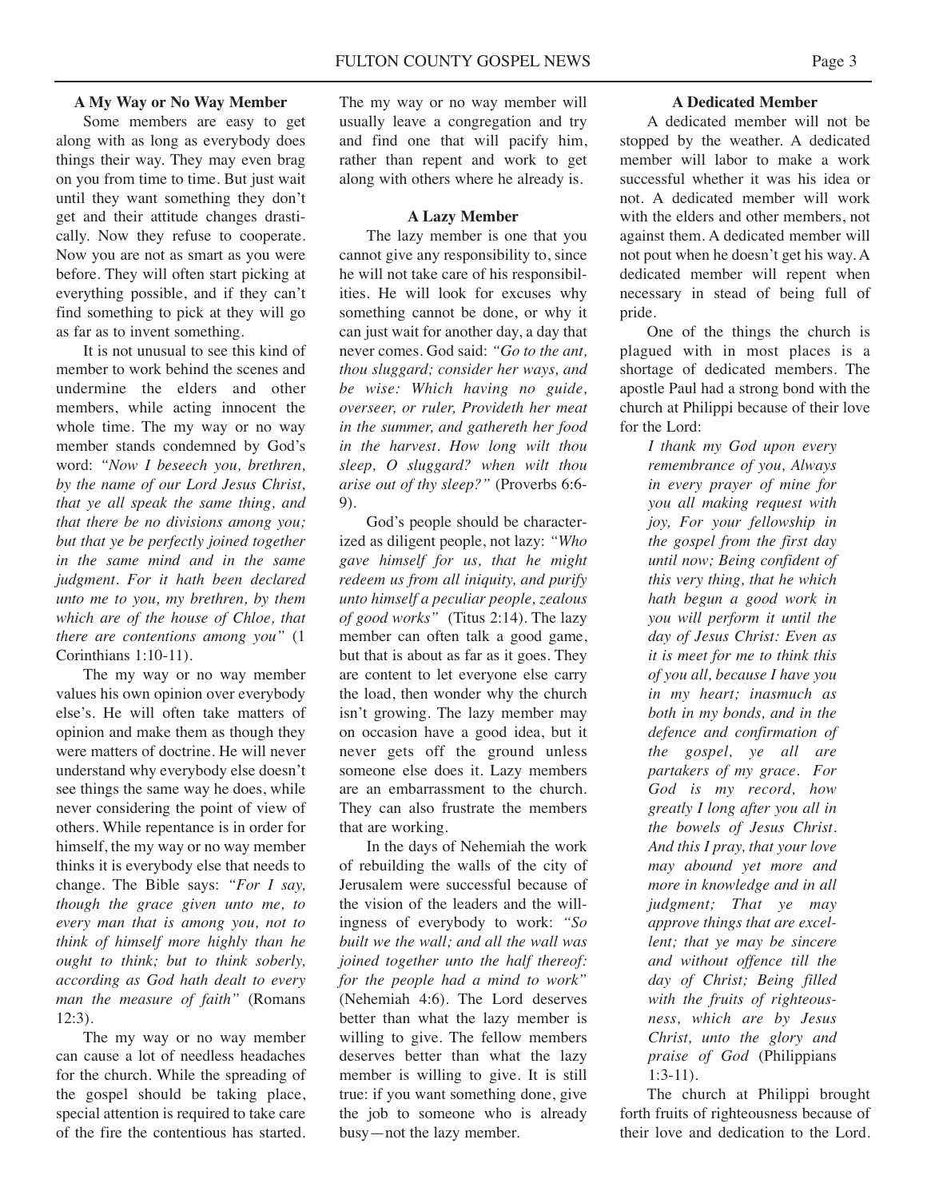### A My Way or No Way Member

Some members are easy to get along with as long as everybody does things their way. They may even brag on you from time to time. But just wait until they want something they don't get and their attitude changes drastically. Now they refuse to cooperate. Now you are not as smart as you were before. They will often start picking at everything possible, and if they can't find something to pick at they will go as far as to invent something.

It is not unusual to see this kind of member to work behind the scenes and undermine the elders and other members, while acting innocent the whole time. The my way or no way member stands condemned by God's word: *"Now I beseech you, brethren, by the name of our Lord Jesus Christ, that ye all speak the same thing, and that there be no divisions among you; but that ye be perfectly joined together in the same mind and in the same judgment. For it hath been declared unto me to you, my brethren, by them which are of the house of Chloe, that there are contentions among you"* (1 Corinthians 1:10-11).

The my way or no way member values his own opinion over everybody else's. He will often take matters of opinion and make them as though they were matters of doctrine. He will never understand why everybody else doesn't see things the same way he does, while never considering the point of view of others. While repentance is in order for himself, the my way or no way member thinks it is everybody else that needs to change. The Bible says: *"For I say, though the grace given unto me, to every man that is among you, not to think of himself more highly than he ought to think; but to think soberly, according as God hath dealt to every man the measure of faith"* (Romans 12:3).

The my way or no way member can cause a lot of needless headaches for the church. While the spreading of the gospel should be taking place, special attention is required to take care of the fire the contentious has started. The my way or no way member will usually leave a congregation and try and find one that will pacify him, rather than repent and work to get along with others where he already is.

### A Lazy Member

The lazy member is one that you cannot give any responsibility to, since he will not take care of his responsibilities. He will look for excuses why something cannot be done, or why it can just wait for another day, a day that never comes. God said: *"Go to the ant, thou sluggard; consider her ways, and be wise: Which having no guide, overseer, or ruler, Provideth her meat in the summer, and gathereth her food in the harvest. How long wilt thou sleep, O sluggard? when wilt thou arise out of thy sleep?"* (Proverbs 6:6-9).

God's people should be characterized as diligent people, not lazy: *"Who gave himself for us, that he might redeem us from all iniquity, and purify unto himself a peculiar people, zealous of good works"* (Titus 2:14). The lazy member can often talk a good game, but that is about as far as it goes. They are content to let everyone else carry the load, then wonder why the church isn't growing. The lazy member may on occasion have a good idea, but it never gets off the ground unless someone else does it. Lazy members are an embarrassment to the church. They can also frustrate the members that are working.

In the days of Nehemiah the work of rebuilding the walls of the city of Jerusalem were successful because of the vision of the leaders and the willingness of everybody to work: *"So built we the wall; and all the wall was joined together unto the half thereof: for the people had a mind to work"* (Nehemiah 4:6). The Lord deserves better than what the lazy member is willing to give. The fellow members deserves better than what the lazy member is willing to give. It is still true: if you want something done, give the job to someone who is already busy—not the lazy member.

### A Dedicated Member

A dedicated member will not be stopped by the weather. A dedicated member will labor to make a work successful whether it was his idea or not. A dedicated member will work with the elders and other members, not against them. A dedicated member will not pout when he doesn't get his way. A dedicated member will repent when necessary in stead of being full of pride.

One of the things the church is plagued with in most places is a shortage of dedicated members. The apostle Paul had a strong bond with the church at Philippi because of their love for the Lord:

> *I thank my God upon every remembrance of you, Always in every prayer of mine for you all making request with joy, For your fellowship in the gospel from the first day until now; Being confident of this very thing, that he which hath begun a good work in you will perform it until the day of Jesus Christ: Even as it is meet for me to think this of you all, because I have you in my heart; inasmuch as both in my bonds, and in the defence and confirmation of the gospel, ye all are partakers of my grace. For God is my record, how greatly I long after you all in the bowels of Jesus Christ. And this I pray, that your love may abound yet more and more in knowledge and in all judgment; That ye may approve things that are excellent; that ye may be sincere and without offence till the day of Christ; Being filled with the fruits of righteousness, which are by Jesus Christ, unto the glory and praise of God* (Philippians 1:3-11).

The church at Philippi brought forth fruits of righteousness because of their love and dedication to the Lord.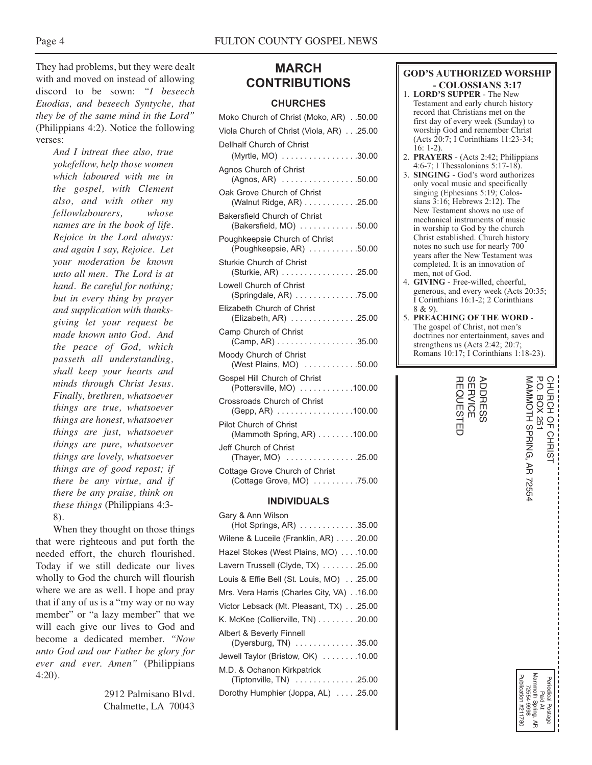They had problems, but they were dealt with and moved on instead of allowing discord to be sown: *"I beseech Euodias, and beseech Syntyche, that they be of the same mind in the Lord"* (Philippians 4:2). Notice the following verses:

> *And I intreat thee also, true yokefellow, help those women which laboured with me in the gospel, with Clement also, and with other my fellowlabourers, whose names are in the book of life. Rejoice in the Lord always: and again I say, Rejoice. Let your moderation be known unto all men. The Lord is at hand. Be careful for nothing; but in every thing by prayer and supplication with thanksgiving let your request be made known unto God. And the peace of God, which passeth all understanding, shall keep your hearts and minds through Christ Jesus. Finally, brethren, whatsoever things are true, whatsoever things are honest, whatsoever things are just, whatsoever things are pure, whatsoever things are lovely, whatsoever things are of good repost; if there be any virtue, and if there be any praise, think on these things* (Philippians 4:3-8).

When they thought on those things that were righteous and put forth the needed effort, the church flourished. Today if we still dedicate our lives wholly to God the church will flourish where we are as well. I hope and pray that if any of us is a "my way or no way member" or "a lazy member" that we will each give our lives to God and become a dedicated member. *"Now unto God and our Father be glory for ever and ever. Amen"* (Philippians 4:20).

2912 Palmisano Blvd.
Chalmette, LA 70043

## MARCH CONTRIBUTIONS

### CHURCHES

| | |
|---|---|
| Moko Church of Christ (Moko, AR) | 50.00 |
| Viola Church of Christ (Viola, AR) | 25.00 |
| Dellhalf Church of Christ (Myrtle, MO) | 30.00 |
| Agnos Church of Christ (Agnos, AR) | 50.00 |
| Oak Grove Church of Christ (Walnut Ridge, AR) | 25.00 |
| Bakersfield Church of Christ (Bakersfield, MO) | 50.00 |
| Poughkeepsie Church of Christ (Poughkeepsie, AR) | 50.00 |
| Sturkie Church of Christ (Sturkie, AR) | 25.00 |
| Lowell Church of Christ (Springdale, AR) | 75.00 |
| Elizabeth Church of Christ (Elizabeth, AR) | 25.00 |
| Camp Church of Christ (Camp, AR) | 35.00 |
| Moody Church of Christ (West Plains, MO) | 50.00 |
| Gospel Hill Church of Christ (Pottersville, MO) | 100.00 |
| Crossroads Church of Christ (Gepp, AR) | 100.00 |
| Pilot Church of Christ (Mammoth Spring, AR) | 100.00 |
| Jeff Church of Christ (Thayer, MO) | 25.00 |
| Cottage Grove Church of Christ (Cottage Grove, MO) | 75.00 |

### INDIVIDUALS

| | |
|---|---|
| Gary & Ann Wilson (Hot Springs, AR) | 35.00 |
| Wilene & Luceile (Franklin, AR) | 20.00 |
| Hazel Stokes (West Plains, MO) | 10.00 |
| Lavern Trussell (Clyde, TX) | 25.00 |
| Louis & Effie Bell (St. Louis, MO) | 25.00 |
| Mrs. Vera Harris (Charles City, VA) | 16.00 |
| Victor Lebsack (Mt. Pleasant, TX) | 25.00 |
| K. McKee (Collierville, TN) | 20.00 |
| Albert & Beverly Finnell (Dyersburg, TN) | 35.00 |
| Jewell Taylor (Bristow, OK) | 10.00 |
| M.D. & Ochanon Kirkpatrick (Tiptonville, TN) | 25.00 |
| Dorothy Humphier (Joppa, AL) | 25.00 |

### GOD'S AUTHORIZED WORSHIP - COLOSSIANS 3:17

1. **LORD'S SUPPER** - The New Testament and early church history record that Christians met on the first day of every week (Sunday) to worship God and remember Christ (Acts 20:7; I Corinthians 11:23-34; 16: 1-2).
2. **PRAYERS** - (Acts 2:42; Philippians 4:6-7; I Thessalonians 5:17-18).
3. **SINGING** - God's word authorizes only vocal music and specifically singing (Ephesians 5:19; Colossians 3:16; Hebrews 2:12). The New Testament shows no use of mechanical instruments of music in worship to God by the church Christ established. Church history notes no such use for nearly 700 years after the New Testament was completed. It is an innovation of men, not of God.
4. **GIVING** - Free-willed, cheerful, generous, and every week (Acts 20:35; I Corinthians 16:1-2; 2 Corinthians 8 & 9).
5. **PREACHING OF THE WORD** - The gospel of Christ, not men's doctrines nor entertainment, saves and strengthens us (Acts 2:42; 20:7; Romans 10:17; I Corinthians 1:18-23).

CHURCH OF CHRIST
P.O. BOX 251
MAMMOTH SPRING, AR 72554

ADDRESS SERVICE REQUESTED

Periodical Postage Paid At Mammoth Spring, AR 72554-9998 Publication #211780